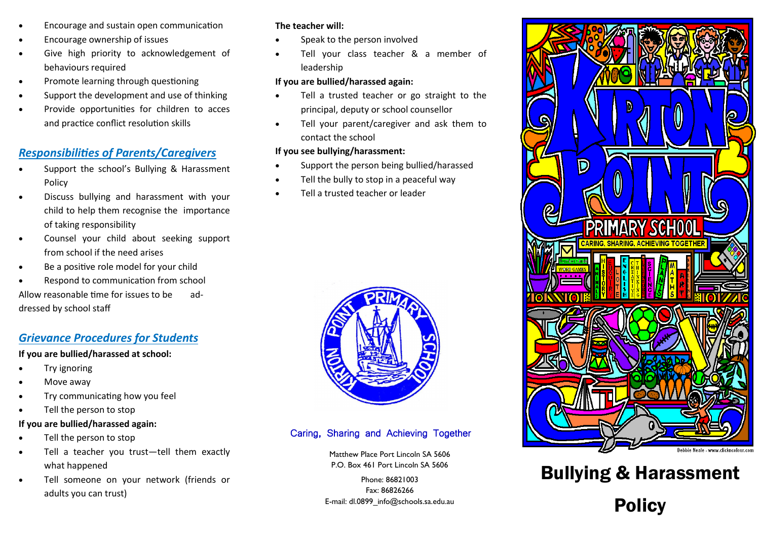- Encourage and sustain open communication
- Encourage ownership of issues
- Give high priority to acknowledgement of behaviours required
- Promote learning through questioning
- Support the development and use of thinking
- Provide opportunities for children to acces and practice conflict resolution skills

## *Responsibilities of Parents/Caregivers*

- Support the school's Bullying & Harassment Policy
- Discuss bullying and harassment with your child to help them recognise the importance of taking responsibility
- Counsel your child about seeking support from school if the need arises
- Be a positive role model for your child
- Respond to communication from school

Allow reasonable time for issues to be addressed by school staff

## *Grievance Procedures for Students*

**If you are bullied/harassed at school:**

- Try ignoring
- Move away
- Try communicating how you feel
- Tell the person to stop

**If you are bullied/harassed again:**

- Tell the person to stop
- Tell a teacher you trust—tell them exactly what happened
- Tell someone on your network (friends or adults you can trust)

**The teacher will:**

- Speak to the person involved
- Tell your class teacher & a member of leadership

**If you are bullied/harassed again:**

- Tell a trusted teacher or go straight to the principal, deputy or school counsellor
- Tell your parent/caregiver and ask them to contact the school

**If you see bullying/harassment:**

- Support the person being bullied/harassed
- Tell the bully to stop in a peaceful way
- Tell a trusted teacher or leader

Caring, Sharing and Achieving Together

Matthew Place Port Lincoln SA 5606
P.O. Box 461 Port Lincoln SA 5606

Phone: 86821003
Fax: 86826266
E-mail: dl.0899_info@schools.sa.edu.au

Kirton Point Primary School
CARING, SHARING, ACHIEVING TOGETHER

Debbie Neale - www.clickncolour.com

# Bullying & Harassment Policy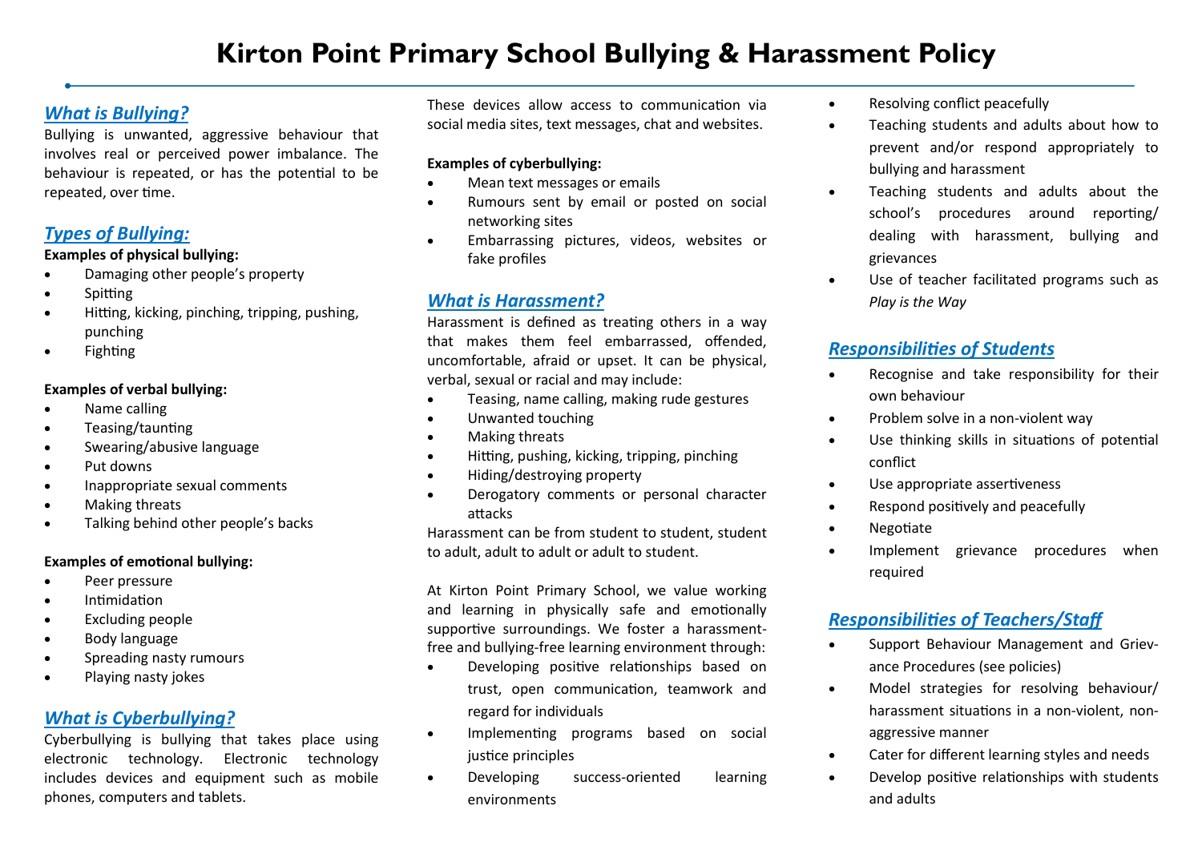# Kirton Point Primary School Bullying & Harassment Policy

## *What is Bullying?*

Bullying is unwanted, aggressive behaviour that involves real or perceived power imbalance. The behaviour is repeated, or has the potential to be repeated, over time.

## *Types of Bullying:*

**Examples of physical bullying:**

- Damaging other people's property
- Spitting
- Hitting, kicking, pinching, tripping, pushing, punching
- Fighting

**Examples of verbal bullying:**

- Name calling
- Teasing/taunting
- Swearing/abusive language
- Put downs
- Inappropriate sexual comments
- Making threats
- Talking behind other people's backs

**Examples of emotional bullying:**

- Peer pressure
- Intimidation
- Excluding people
- Body language
- Spreading nasty rumours
- Playing nasty jokes

## *What is Cyberbullying?*

Cyberbullying is bullying that takes place using electronic technology. Electronic technology includes devices and equipment such as mobile phones, computers and tablets. These devices allow access to communication via social media sites, text messages, chat and websites.

**Examples of cyberbullying:**

- Mean text messages or emails
- Rumours sent by email or posted on social networking sites
- Embarrassing pictures, videos, websites or fake profiles

## *What is Harassment?*

Harassment is defined as treating others in a way that makes them feel embarrassed, offended, uncomfortable, afraid or upset. It can be physical, verbal, sexual or racial and may include:

- Teasing, name calling, making rude gestures
- Unwanted touching
- Making threats
- Hitting, pushing, kicking, tripping, pinching
- Hiding/destroying property
- Derogatory comments or personal character attacks

Harassment can be from student to student, student to adult, adult to adult or adult to student.

At Kirton Point Primary School, we value working and learning in physically safe and emotionally supportive surroundings. We foster a harassment-free and bullying-free learning environment through:

- Developing positive relationships based on trust, open communication, teamwork and regard for individuals
- Implementing programs based on social justice principles
- Developing success-oriented learning environments
- Resolving conflict peacefully
- Teaching students and adults about how to prevent and/or respond appropriately to bullying and harassment
- Teaching students and adults about the school's procedures around reporting/ dealing with harassment, bullying and grievances
- Use of teacher facilitated programs such as *Play is the Way*

## *Responsibilities of Students*

- Recognise and take responsibility for their own behaviour
- Problem solve in a non-violent way
- Use thinking skills in situations of potential conflict
- Use appropriate assertiveness
- Respond positively and peacefully
- Negotiate
- Implement grievance procedures when required

## *Responsibilities of Teachers/Staff*

- Support Behaviour Management and Grievance Procedures (see policies)
- Model strategies for resolving behaviour/ harassment situations in a non-violent, non-aggressive manner
- Cater for different learning styles and needs
- Develop positive relationships with students and adults